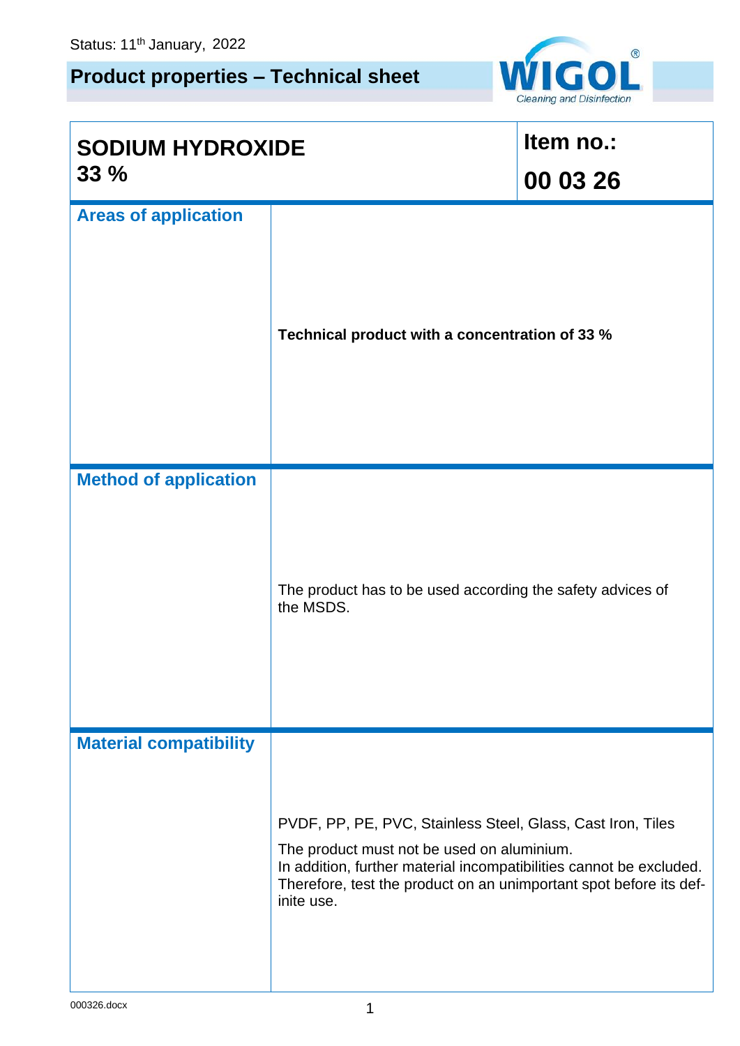Status: 11th January, 2022

**Product properties – Technical sheet**

WIGOL® Cleaning and Disinfection

| **SODIUM HYDROXIDE 33 %** | **Item no.: 00 03 26** |
|---|---|
| **Areas of application** | **Technical product with a concentration of 33 %** |
| **Method of application** | The product has to be used according the safety advices of the MSDS. |
| **Material compatibility** | PVDF, PP, PE, PVC, Stainless Steel, Glass, Cast Iron, Tiles<br><br>The product must not be used on aluminium.<br>In addition, further material incompatibilities cannot be excluded. Therefore, test the product on an unimportant spot before its definite use. |

000326.docx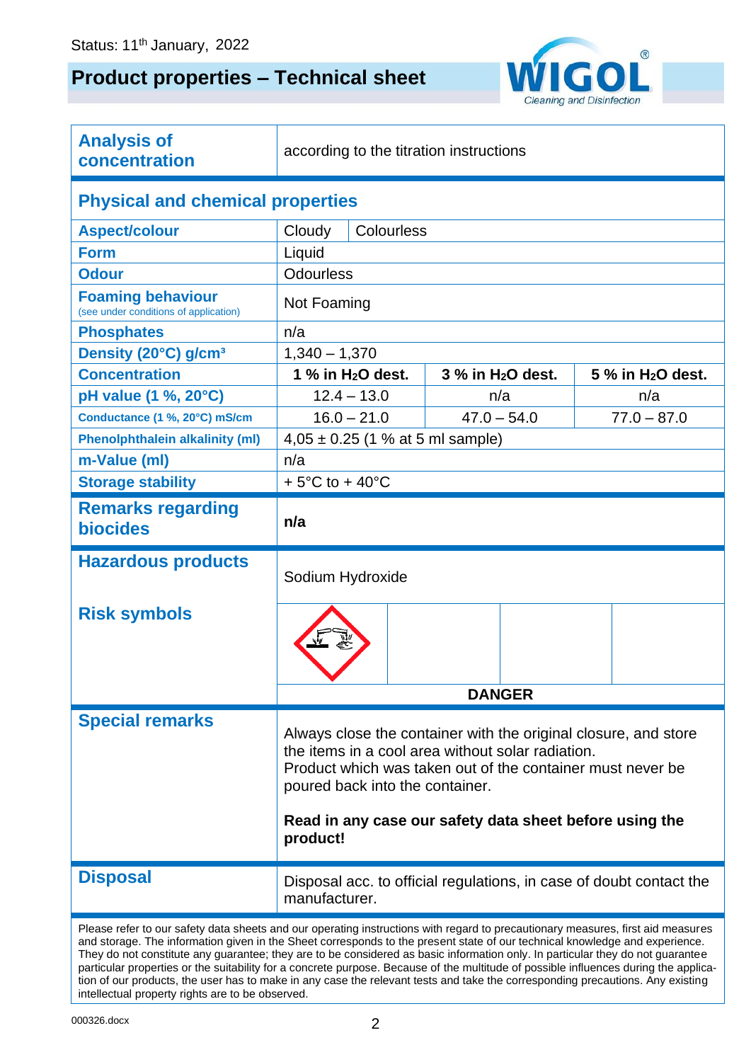Status: 11th January, 2022

# Product properties – Technical sheet

| | | | |
|---|---|---|---|
| **Analysis of concentration** | according to the titration instructions | | |

## Physical and chemical properties

| | | | |
|---|---|---|---|
| **Aspect/colour** | Cloudy | Colourless | |
| **Form** | Liquid | | |
| **Odour** | Odourless | | |
| **Foaming behaviour** (see under conditions of application) | Not Foaming | | |
| **Phosphates** | n/a | | |
| **Density (20°C) g/cm³** | 1,340 – 1,370 | | |
| **Concentration** | **1 % in $H_2O$ dest.** | **3 % in $H_2O$ dest.** | **5 % in $H_2O$ dest.** |
| **pH value (1 %, 20°C)** | 12.4 – 13.0 | n/a | n/a |
| **Conductance (1 %, 20°C) mS/cm** | 16.0 – 21.0 | 47.0 – 54.0 | 77.0 – 87.0 |
| **Phenolphthalein alkalinity (ml)** | 4,05 ± 0.25 (1 % at 5 ml sample) | | |
| **m-Value (ml)** | n/a | | |
| **Storage stability** | + 5°C to + 40°C | | |

| | |
|---|---|
| **Remarks regarding biocides** | **n/a** |
| **Hazardous products** | Sodium Hydroxide |
| **Risk symbols** | **DANGER** |
| **Special remarks** | Always close the container with the original closure, and store the items in a cool area without solar radiation. Product which was taken out of the container must never be poured back into the container. **Read in any case our safety data sheet before using the product!** |
| **Disposal** | Disposal acc. to official regulations, in case of doubt contact the manufacturer. |

Please refer to our safety data sheets and our operating instructions with regard to precautionary measures, first aid measures and storage. The information given in the Sheet corresponds to the present state of our technical knowledge and experience. They do not constitute any guarantee; they are to be considered as basic information only. In particular they do not guarantee particular properties or the suitability for a concrete purpose. Because of the multitude of possible influences during the application of our products, the user has to make in any case the relevant tests and take the corresponding precautions. Any existing intellectual property rights are to be observed.

000326.docx